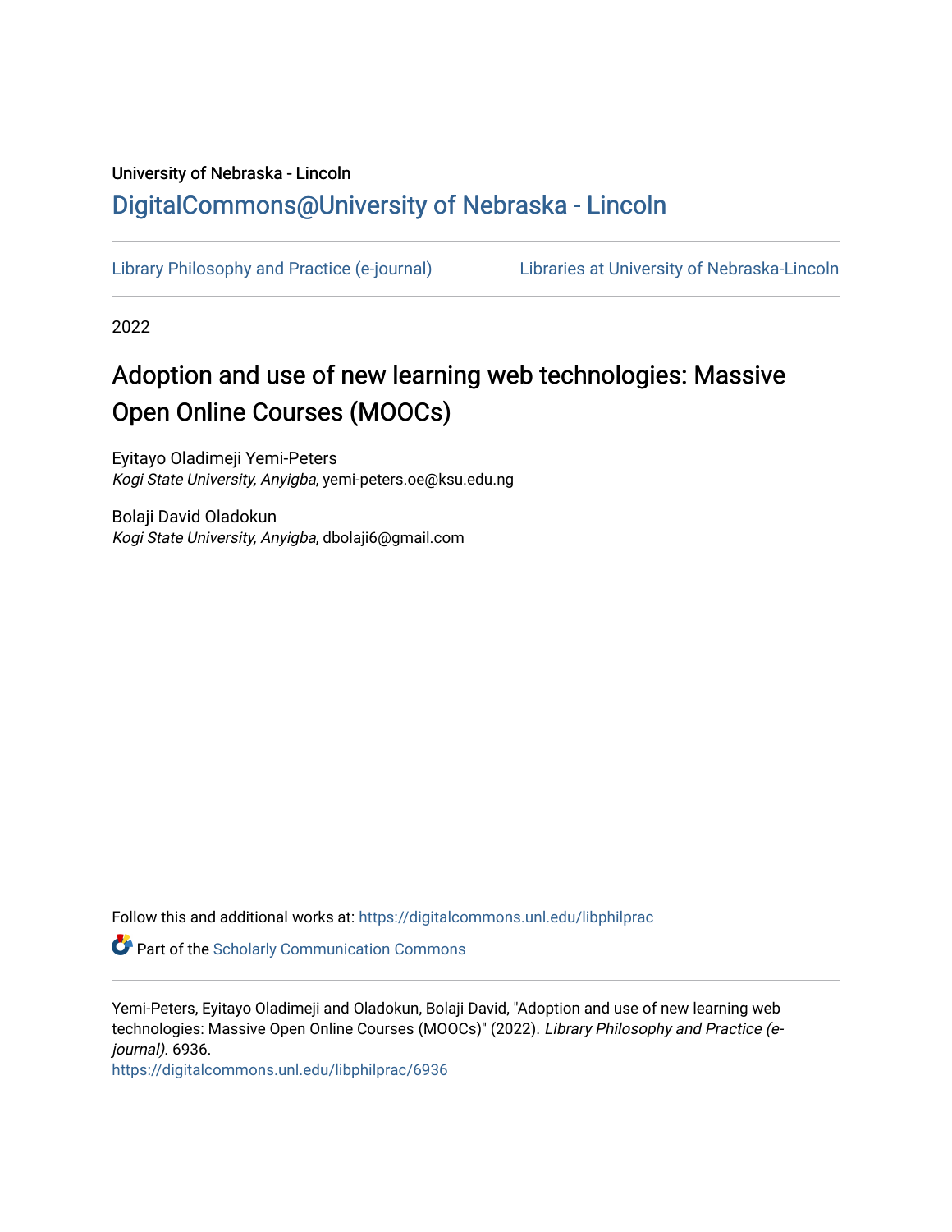University of Nebraska - Lincoln

## DigitalCommons@University of Nebraska - Lincoln

Library Philosophy and Practice (e-journal)    Libraries at University of Nebraska-Lincoln

2022

# Adoption and use of new learning web technologies: Massive Open Online Courses (MOOCs)

Eyitayo Oladimeji Yemi-Peters
*Kogi State University, Anyigba*, yemi-peters.oe@ksu.edu.ng

Bolaji David Oladokun
*Kogi State University, Anyigba*, dbolaji6@gmail.com

Follow this and additional works at: https://digitalcommons.unl.edu/libphilprac

Part of the Scholarly Communication Commons

Yemi-Peters, Eyitayo Oladimeji and Oladokun, Bolaji David, "Adoption and use of new learning web technologies: Massive Open Online Courses (MOOCs)" (2022). *Library Philosophy and Practice (e-journal)*. 6936.
https://digitalcommons.unl.edu/libphilprac/6936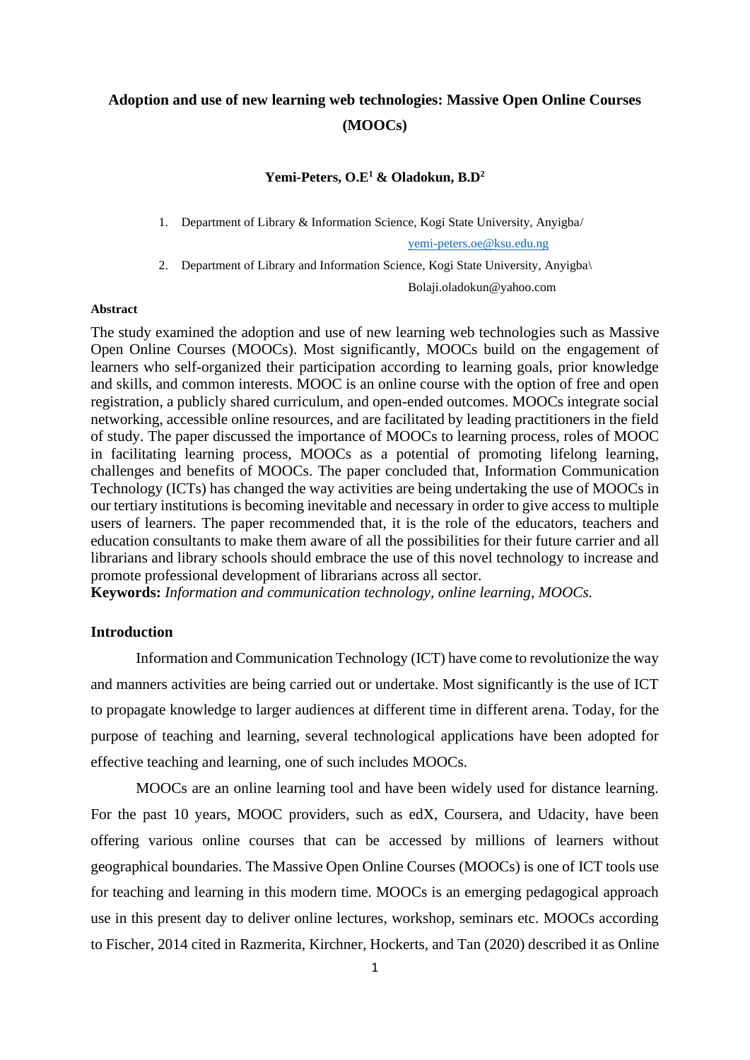# Adoption and use of new learning web technologies: Massive Open Online Courses (MOOCs)

**Yemi-Peters, O.E[1] & Oladokun, B.D[2]**

1. Department of Library & Information Science, Kogi State University, Anyigba/ yemi-peters.oe@ksu.edu.ng
2. Department of Library and Information Science, Kogi State University, Anyigba\ Bolaji.oladokun@yahoo.com

**Abstract**

The study examined the adoption and use of new learning web technologies such as Massive Open Online Courses (MOOCs). Most significantly, MOOCs build on the engagement of learners who self-organized their participation according to learning goals, prior knowledge and skills, and common interests. MOOC is an online course with the option of free and open registration, a publicly shared curriculum, and open-ended outcomes. MOOCs integrate social networking, accessible online resources, and are facilitated by leading practitioners in the field of study. The paper discussed the importance of MOOCs to learning process, roles of MOOC in facilitating learning process, MOOCs as a potential of promoting lifelong learning, challenges and benefits of MOOCs. The paper concluded that, Information Communication Technology (ICTs) has changed the way activities are being undertaking the use of MOOCs in our tertiary institutions is becoming inevitable and necessary in order to give access to multiple users of learners. The paper recommended that, it is the role of the educators, teachers and education consultants to make them aware of all the possibilities for their future carrier and all librarians and library schools should embrace the use of this novel technology to increase and promote professional development of librarians across all sector.

**Keywords:** *Information and communication technology, online learning, MOOCs.*

## Introduction

Information and Communication Technology (ICT) have come to revolutionize the way and manners activities are being carried out or undertake. Most significantly is the use of ICT to propagate knowledge to larger audiences at different time in different arena. Today, for the purpose of teaching and learning, several technological applications have been adopted for effective teaching and learning, one of such includes MOOCs.

MOOCs are an online learning tool and have been widely used for distance learning. For the past 10 years, MOOC providers, such as edX, Coursera, and Udacity, have been offering various online courses that can be accessed by millions of learners without geographical boundaries. The Massive Open Online Courses (MOOCs) is one of ICT tools use for teaching and learning in this modern time. MOOCs is an emerging pedagogical approach use in this present day to deliver online lectures, workshop, seminars etc. MOOCs according to Fischer, 2014 cited in Razmerita, Kirchner, Hockerts, and Tan (2020) described it as Online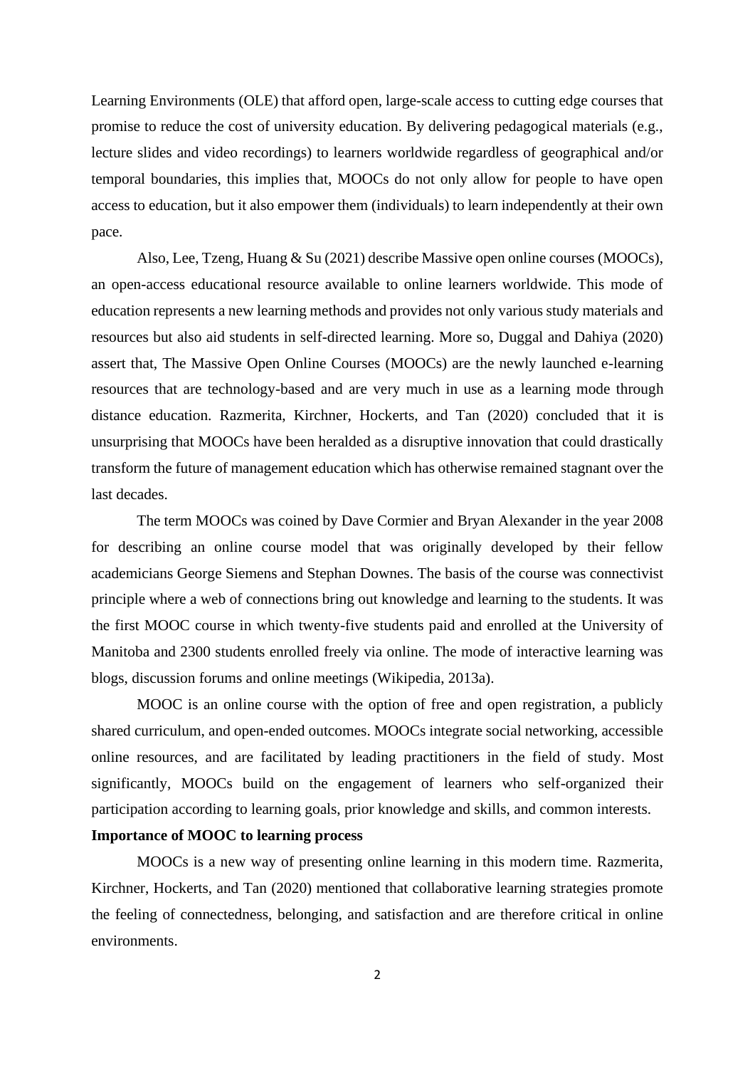Learning Environments (OLE) that afford open, large-scale access to cutting edge courses that promise to reduce the cost of university education. By delivering pedagogical materials (e.g., lecture slides and video recordings) to learners worldwide regardless of geographical and/or temporal boundaries, this implies that, MOOCs do not only allow for people to have open access to education, but it also empower them (individuals) to learn independently at their own pace.

Also, Lee, Tzeng, Huang & Su (2021) describe Massive open online courses (MOOCs), an open-access educational resource available to online learners worldwide. This mode of education represents a new learning methods and provides not only various study materials and resources but also aid students in self-directed learning. More so, Duggal and Dahiya (2020) assert that, The Massive Open Online Courses (MOOCs) are the newly launched e-learning resources that are technology-based and are very much in use as a learning mode through distance education. Razmerita, Kirchner, Hockerts, and Tan (2020) concluded that it is unsurprising that MOOCs have been heralded as a disruptive innovation that could drastically transform the future of management education which has otherwise remained stagnant over the last decades.

The term MOOCs was coined by Dave Cormier and Bryan Alexander in the year 2008 for describing an online course model that was originally developed by their fellow academicians George Siemens and Stephan Downes. The basis of the course was connectivist principle where a web of connections bring out knowledge and learning to the students. It was the first MOOC course in which twenty-five students paid and enrolled at the University of Manitoba and 2300 students enrolled freely via online. The mode of interactive learning was blogs, discussion forums and online meetings (Wikipedia, 2013a).

MOOC is an online course with the option of free and open registration, a publicly shared curriculum, and open-ended outcomes. MOOCs integrate social networking, accessible online resources, and are facilitated by leading practitioners in the field of study. Most significantly, MOOCs build on the engagement of learners who self-organized their participation according to learning goals, prior knowledge and skills, and common interests.

**Importance of MOOC to learning process**

MOOCs is a new way of presenting online learning in this modern time. Razmerita, Kirchner, Hockerts, and Tan (2020) mentioned that collaborative learning strategies promote the feeling of connectedness, belonging, and satisfaction and are therefore critical in online environments.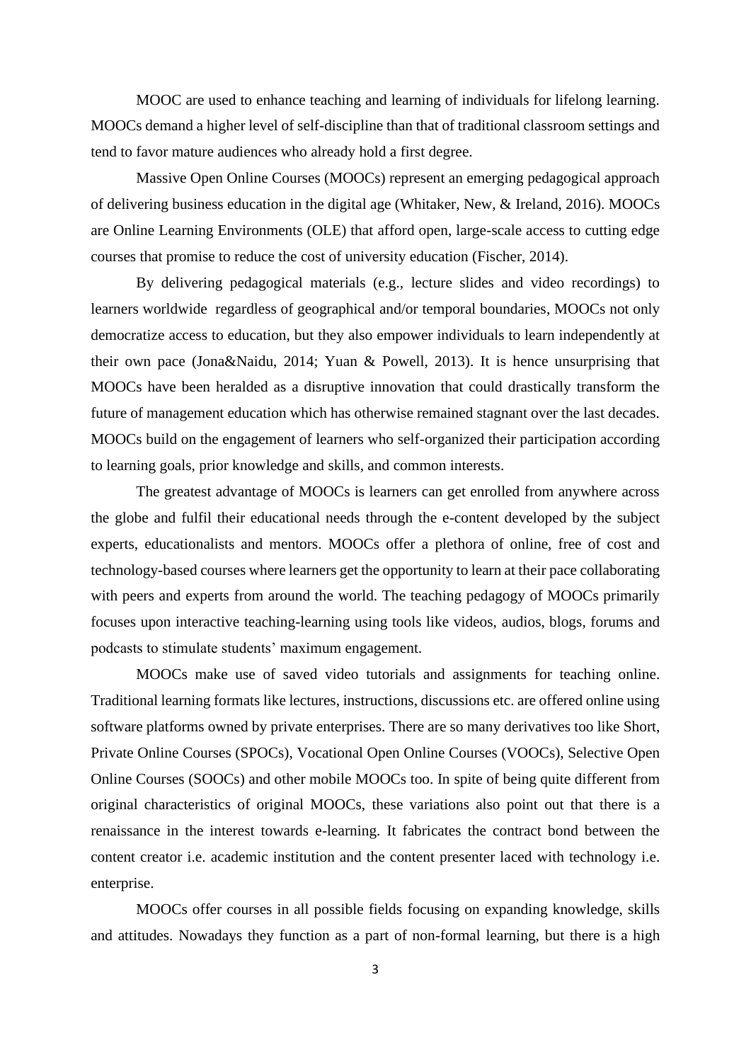MOOC are used to enhance teaching and learning of individuals for lifelong learning. MOOCs demand a higher level of self-discipline than that of traditional classroom settings and tend to favor mature audiences who already hold a first degree.

Massive Open Online Courses (MOOCs) represent an emerging pedagogical approach of delivering business education in the digital age (Whitaker, New, & Ireland, 2016). MOOCs are Online Learning Environments (OLE) that afford open, large-scale access to cutting edge courses that promise to reduce the cost of university education (Fischer, 2014).

By delivering pedagogical materials (e.g., lecture slides and video recordings) to learners worldwide regardless of geographical and/or temporal boundaries, MOOCs not only democratize access to education, but they also empower individuals to learn independently at their own pace (Jona&Naidu, 2014; Yuan & Powell, 2013). It is hence unsurprising that MOOCs have been heralded as a disruptive innovation that could drastically transform the future of management education which has otherwise remained stagnant over the last decades. MOOCs build on the engagement of learners who self-organized their participation according to learning goals, prior knowledge and skills, and common interests.

The greatest advantage of MOOCs is learners can get enrolled from anywhere across the globe and fulfil their educational needs through the e-content developed by the subject experts, educationalists and mentors. MOOCs offer a plethora of online, free of cost and technology-based courses where learners get the opportunity to learn at their pace collaborating with peers and experts from around the world. The teaching pedagogy of MOOCs primarily focuses upon interactive teaching-learning using tools like videos, audios, blogs, forums and podcasts to stimulate students' maximum engagement.

MOOCs make use of saved video tutorials and assignments for teaching online. Traditional learning formats like lectures, instructions, discussions etc. are offered online using software platforms owned by private enterprises. There are so many derivatives too like Short, Private Online Courses (SPOCs), Vocational Open Online Courses (VOOCs), Selective Open Online Courses (SOOCs) and other mobile MOOCs too. In spite of being quite different from original characteristics of original MOOCs, these variations also point out that there is a renaissance in the interest towards e-learning. It fabricates the contract bond between the content creator i.e. academic institution and the content presenter laced with technology i.e. enterprise.

MOOCs offer courses in all possible fields focusing on expanding knowledge, skills and attitudes. Nowadays they function as a part of non-formal learning, but there is a high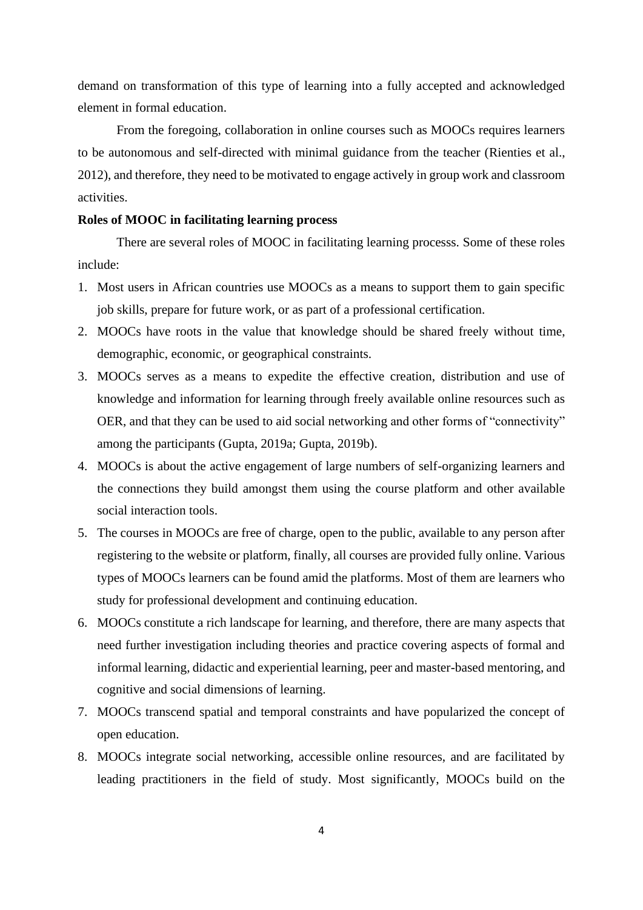demand on transformation of this type of learning into a fully accepted and acknowledged element in formal education.

From the foregoing, collaboration in online courses such as MOOCs requires learners to be autonomous and self-directed with minimal guidance from the teacher (Rienties et al., 2012), and therefore, they need to be motivated to engage actively in group work and classroom activities.

**Roles of MOOC in facilitating learning process**

There are several roles of MOOC in facilitating learning processs. Some of these roles include:

1. Most users in African countries use MOOCs as a means to support them to gain specific job skills, prepare for future work, or as part of a professional certification.
2. MOOCs have roots in the value that knowledge should be shared freely without time, demographic, economic, or geographical constraints.
3. MOOCs serves as a means to expedite the effective creation, distribution and use of knowledge and information for learning through freely available online resources such as OER, and that they can be used to aid social networking and other forms of "connectivity" among the participants (Gupta, 2019a; Gupta, 2019b).
4. MOOCs is about the active engagement of large numbers of self-organizing learners and the connections they build amongst them using the course platform and other available social interaction tools.
5. The courses in MOOCs are free of charge, open to the public, available to any person after registering to the website or platform, finally, all courses are provided fully online. Various types of MOOCs learners can be found amid the platforms. Most of them are learners who study for professional development and continuing education.
6. MOOCs constitute a rich landscape for learning, and therefore, there are many aspects that need further investigation including theories and practice covering aspects of formal and informal learning, didactic and experiential learning, peer and master-based mentoring, and cognitive and social dimensions of learning.
7. MOOCs transcend spatial and temporal constraints and have popularized the concept of open education.
8. MOOCs integrate social networking, accessible online resources, and are facilitated by leading practitioners in the field of study. Most significantly, MOOCs build on the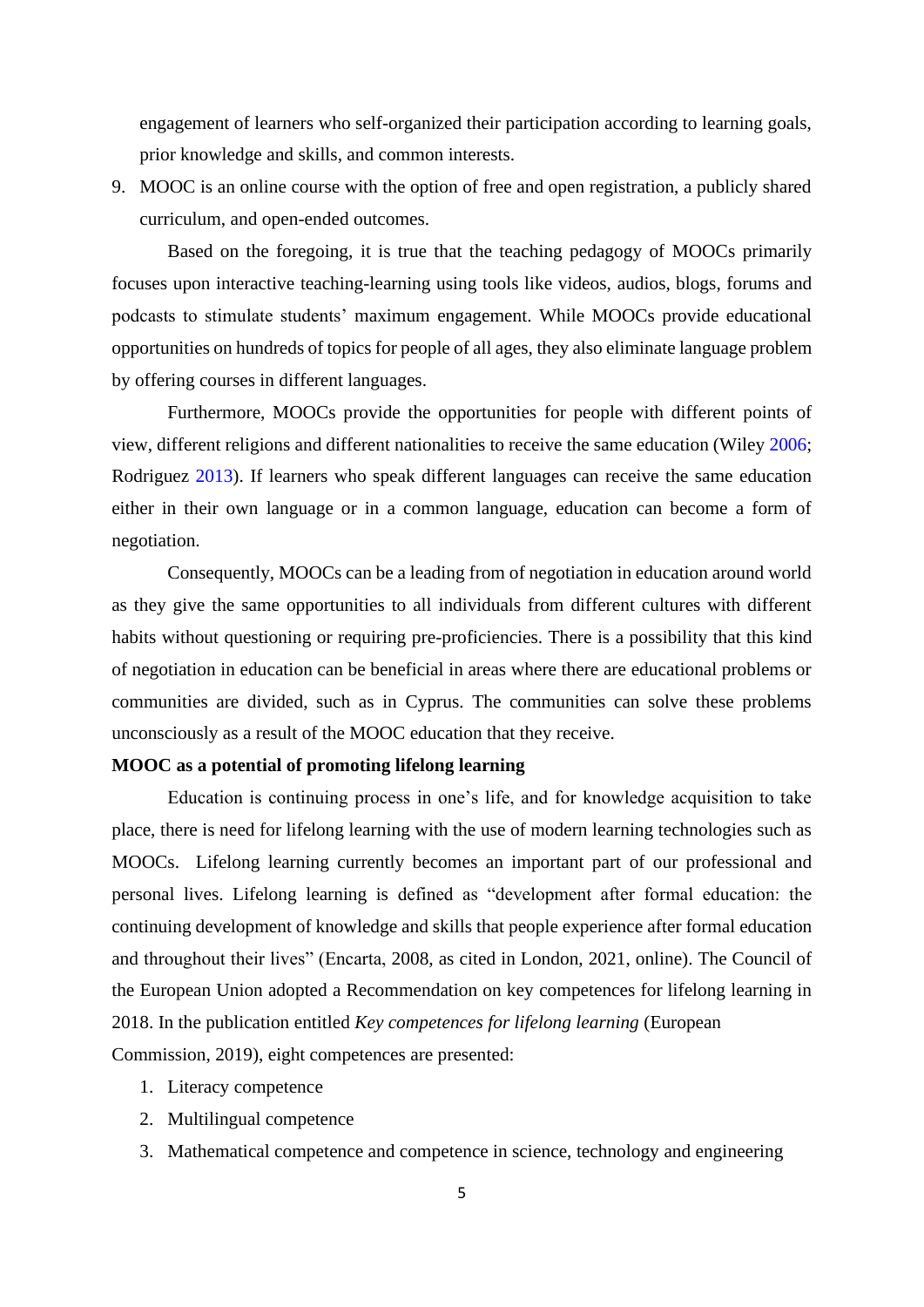engagement of learners who self-organized their participation according to learning goals, prior knowledge and skills, and common interests.

9. MOOC is an online course with the option of free and open registration, a publicly shared curriculum, and open-ended outcomes.

Based on the foregoing, it is true that the teaching pedagogy of MOOCs primarily focuses upon interactive teaching-learning using tools like videos, audios, blogs, forums and podcasts to stimulate students' maximum engagement. While MOOCs provide educational opportunities on hundreds of topics for people of all ages, they also eliminate language problem by offering courses in different languages.

Furthermore, MOOCs provide the opportunities for people with different points of view, different religions and different nationalities to receive the same education (Wiley 2006; Rodriguez 2013). If learners who speak different languages can receive the same education either in their own language or in a common language, education can become a form of negotiation.

Consequently, MOOCs can be a leading from of negotiation in education around world as they give the same opportunities to all individuals from different cultures with different habits without questioning or requiring pre-proficiencies. There is a possibility that this kind of negotiation in education can be beneficial in areas where there are educational problems or communities are divided, such as in Cyprus. The communities can solve these problems unconsciously as a result of the MOOC education that they receive.

**MOOC as a potential of promoting lifelong learning**

Education is continuing process in one's life, and for knowledge acquisition to take place, there is need for lifelong learning with the use of modern learning technologies such as MOOCs. Lifelong learning currently becomes an important part of our professional and personal lives. Lifelong learning is defined as "development after formal education: the continuing development of knowledge and skills that people experience after formal education and throughout their lives" (Encarta, 2008, as cited in London, 2021, online). The Council of the European Union adopted a Recommendation on key competences for lifelong learning in 2018. In the publication entitled *Key competences for lifelong learning* (European Commission, 2019), eight competences are presented:

1. Literacy competence
2. Multilingual competence
3. Mathematical competence and competence in science, technology and engineering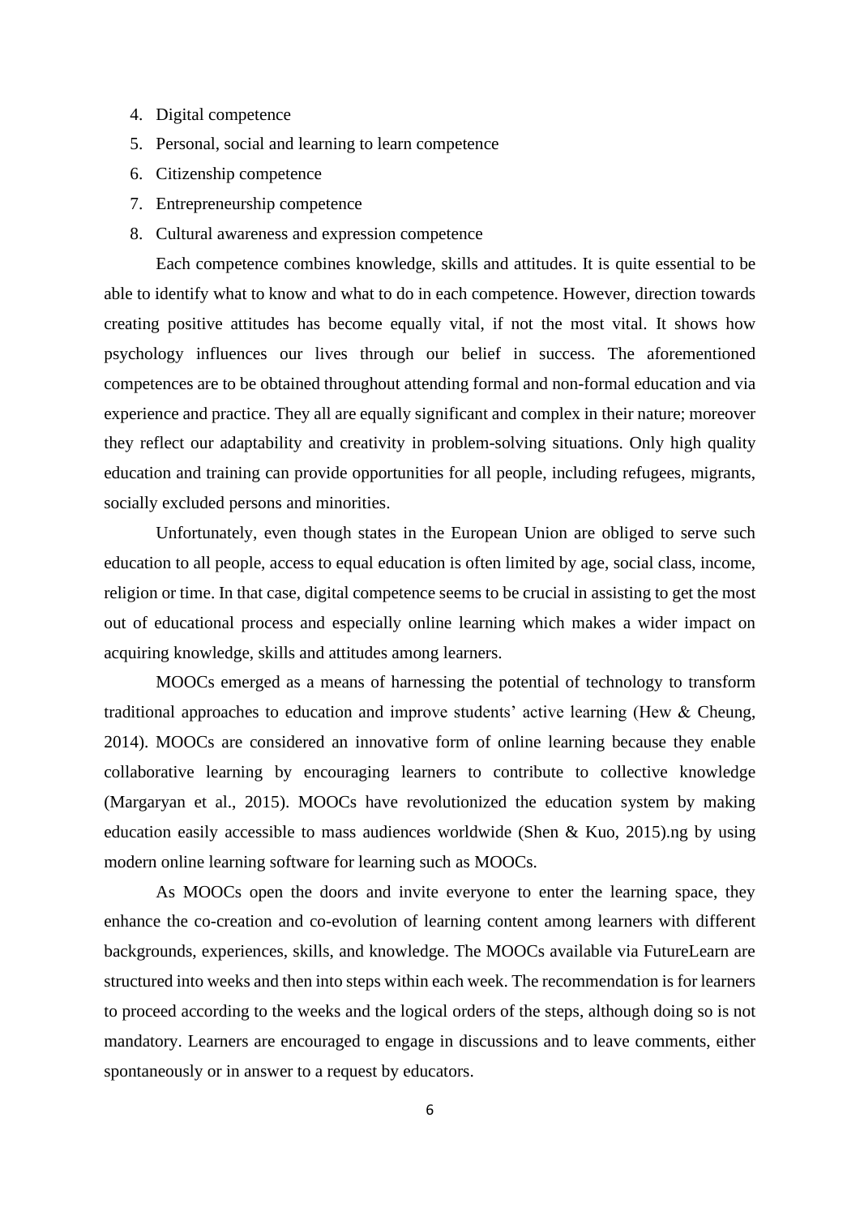4. Digital competence
5. Personal, social and learning to learn competence
6. Citizenship competence
7. Entrepreneurship competence
8. Cultural awareness and expression competence

Each competence combines knowledge, skills and attitudes. It is quite essential to be able to identify what to know and what to do in each competence. However, direction towards creating positive attitudes has become equally vital, if not the most vital. It shows how psychology influences our lives through our belief in success. The aforementioned competences are to be obtained throughout attending formal and non-formal education and via experience and practice. They all are equally significant and complex in their nature; moreover they reflect our adaptability and creativity in problem-solving situations. Only high quality education and training can provide opportunities for all people, including refugees, migrants, socially excluded persons and minorities.

Unfortunately, even though states in the European Union are obliged to serve such education to all people, access to equal education is often limited by age, social class, income, religion or time. In that case, digital competence seems to be crucial in assisting to get the most out of educational process and especially online learning which makes a wider impact on acquiring knowledge, skills and attitudes among learners.

MOOCs emerged as a means of harnessing the potential of technology to transform traditional approaches to education and improve students' active learning (Hew & Cheung, 2014). MOOCs are considered an innovative form of online learning because they enable collaborative learning by encouraging learners to contribute to collective knowledge (Margaryan et al., 2015). MOOCs have revolutionized the education system by making education easily accessible to mass audiences worldwide (Shen & Kuo, 2015).ng by using modern online learning software for learning such as MOOCs.

As MOOCs open the doors and invite everyone to enter the learning space, they enhance the co-creation and co-evolution of learning content among learners with different backgrounds, experiences, skills, and knowledge. The MOOCs available via FutureLearn are structured into weeks and then into steps within each week. The recommendation is for learners to proceed according to the weeks and the logical orders of the steps, although doing so is not mandatory. Learners are encouraged to engage in discussions and to leave comments, either spontaneously or in answer to a request by educators.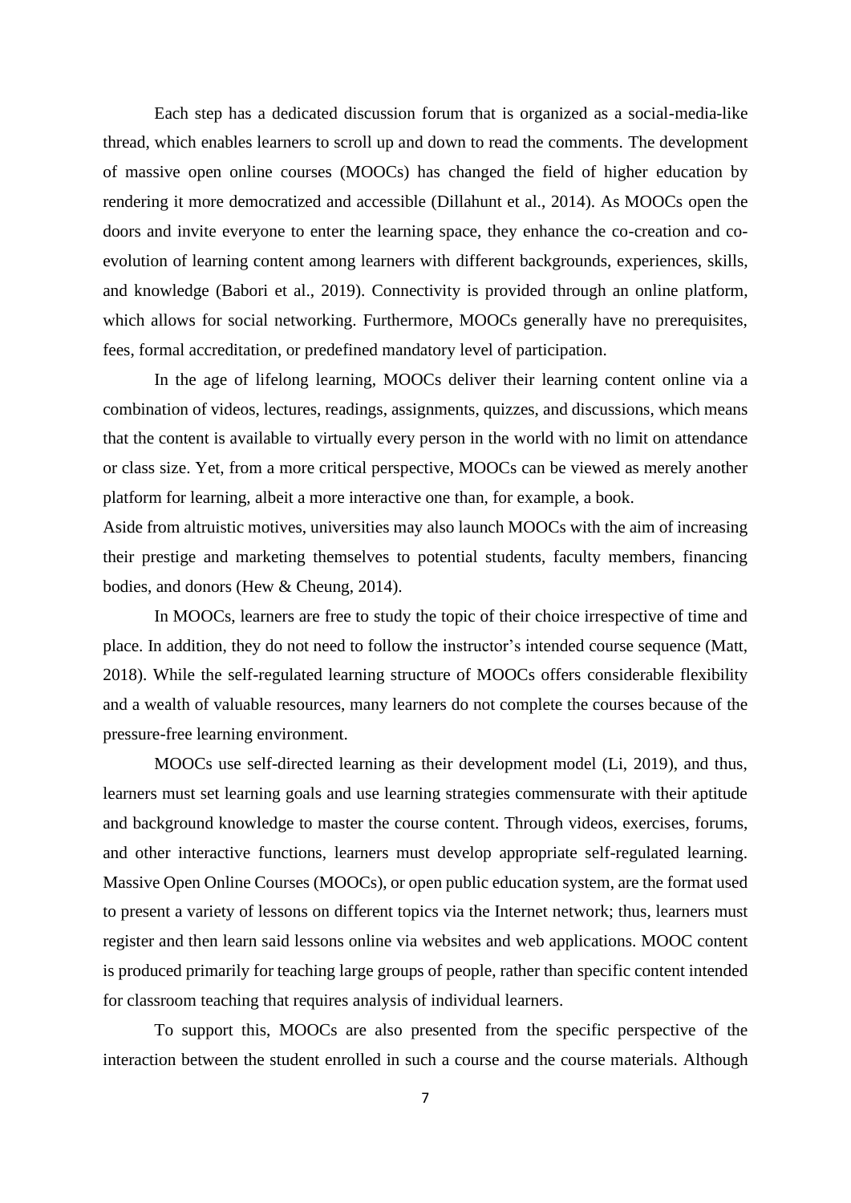Each step has a dedicated discussion forum that is organized as a social-media-like thread, which enables learners to scroll up and down to read the comments. The development of massive open online courses (MOOCs) has changed the field of higher education by rendering it more democratized and accessible (Dillahunt et al., 2014). As MOOCs open the doors and invite everyone to enter the learning space, they enhance the co-creation and co-evolution of learning content among learners with different backgrounds, experiences, skills, and knowledge (Babori et al., 2019). Connectivity is provided through an online platform, which allows for social networking. Furthermore, MOOCs generally have no prerequisites, fees, formal accreditation, or predefined mandatory level of participation.

In the age of lifelong learning, MOOCs deliver their learning content online via a combination of videos, lectures, readings, assignments, quizzes, and discussions, which means that the content is available to virtually every person in the world with no limit on attendance or class size. Yet, from a more critical perspective, MOOCs can be viewed as merely another platform for learning, albeit a more interactive one than, for example, a book.

Aside from altruistic motives, universities may also launch MOOCs with the aim of increasing their prestige and marketing themselves to potential students, faculty members, financing bodies, and donors (Hew & Cheung, 2014).

In MOOCs, learners are free to study the topic of their choice irrespective of time and place. In addition, they do not need to follow the instructor's intended course sequence (Matt, 2018). While the self-regulated learning structure of MOOCs offers considerable flexibility and a wealth of valuable resources, many learners do not complete the courses because of the pressure-free learning environment.

MOOCs use self-directed learning as their development model (Li, 2019), and thus, learners must set learning goals and use learning strategies commensurate with their aptitude and background knowledge to master the course content. Through videos, exercises, forums, and other interactive functions, learners must develop appropriate self-regulated learning. Massive Open Online Courses (MOOCs), or open public education system, are the format used to present a variety of lessons on different topics via the Internet network; thus, learners must register and then learn said lessons online via websites and web applications. MOOC content is produced primarily for teaching large groups of people, rather than specific content intended for classroom teaching that requires analysis of individual learners.

To support this, MOOCs are also presented from the specific perspective of the interaction between the student enrolled in such a course and the course materials. Although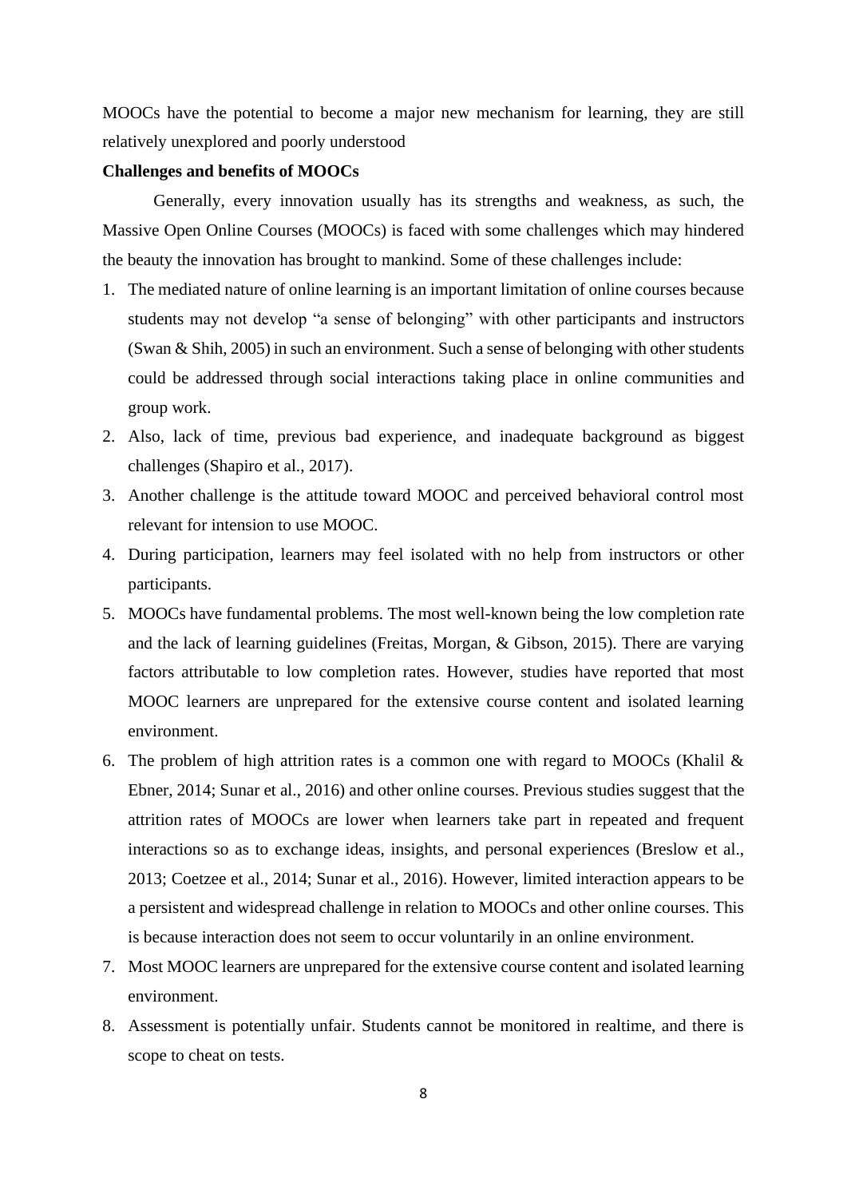MOOCs have the potential to become a major new mechanism for learning, they are still relatively unexplored and poorly understood

**Challenges and benefits of MOOCs**

Generally, every innovation usually has its strengths and weakness, as such, the Massive Open Online Courses (MOOCs) is faced with some challenges which may hindered the beauty the innovation has brought to mankind. Some of these challenges include:

1. The mediated nature of online learning is an important limitation of online courses because students may not develop "a sense of belonging" with other participants and instructors (Swan & Shih, 2005) in such an environment. Such a sense of belonging with other students could be addressed through social interactions taking place in online communities and group work.
2. Also, lack of time, previous bad experience, and inadequate background as biggest challenges (Shapiro et al., 2017).
3. Another challenge is the attitude toward MOOC and perceived behavioral control most relevant for intension to use MOOC.
4. During participation, learners may feel isolated with no help from instructors or other participants.
5. MOOCs have fundamental problems. The most well-known being the low completion rate and the lack of learning guidelines (Freitas, Morgan, & Gibson, 2015). There are varying factors attributable to low completion rates. However, studies have reported that most MOOC learners are unprepared for the extensive course content and isolated learning environment.
6. The problem of high attrition rates is a common one with regard to MOOCs (Khalil & Ebner, 2014; Sunar et al., 2016) and other online courses. Previous studies suggest that the attrition rates of MOOCs are lower when learners take part in repeated and frequent interactions so as to exchange ideas, insights, and personal experiences (Breslow et al., 2013; Coetzee et al., 2014; Sunar et al., 2016). However, limited interaction appears to be a persistent and widespread challenge in relation to MOOCs and other online courses. This is because interaction does not seem to occur voluntarily in an online environment.
7. Most MOOC learners are unprepared for the extensive course content and isolated learning environment.
8. Assessment is potentially unfair. Students cannot be monitored in realtime, and there is scope to cheat on tests.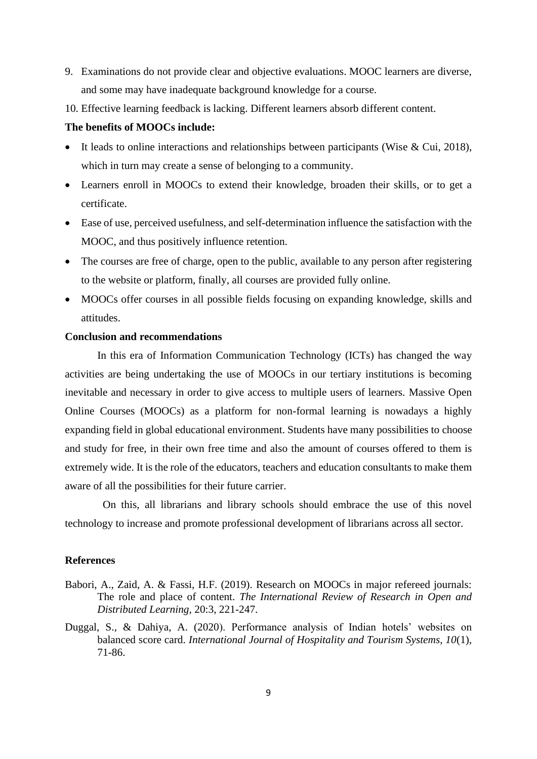9. Examinations do not provide clear and objective evaluations. MOOC learners are diverse, and some may have inadequate background knowledge for a course.
10. Effective learning feedback is lacking. Different learners absorb different content.

**The benefits of MOOCs include:**

- It leads to online interactions and relationships between participants (Wise & Cui, 2018), which in turn may create a sense of belonging to a community.
- Learners enroll in MOOCs to extend their knowledge, broaden their skills, or to get a certificate.
- Ease of use, perceived usefulness, and self-determination influence the satisfaction with the MOOC, and thus positively influence retention.
- The courses are free of charge, open to the public, available to any person after registering to the website or platform, finally, all courses are provided fully online.
- MOOCs offer courses in all possible fields focusing on expanding knowledge, skills and attitudes.

**Conclusion and recommendations**

In this era of Information Communication Technology (ICTs) has changed the way activities are being undertaking the use of MOOCs in our tertiary institutions is becoming inevitable and necessary in order to give access to multiple users of learners. Massive Open Online Courses (MOOCs) as a platform for non-formal learning is nowadays a highly expanding field in global educational environment. Students have many possibilities to choose and study for free, in their own free time and also the amount of courses offered to them is extremely wide. It is the role of the educators, teachers and education consultants to make them aware of all the possibilities for their future carrier.

On this, all librarians and library schools should embrace the use of this novel technology to increase and promote professional development of librarians across all sector.

**References**

Babori, A., Zaid, A. & Fassi, H.F. (2019). Research on MOOCs in major refereed journals: The role and place of content. *The International Review of Research in Open and Distributed Learning*, 20:3, 221-247.

Duggal, S., & Dahiya, A. (2020). Performance analysis of Indian hotels' websites on balanced score card. *International Journal of Hospitality and Tourism Systems, 10*(1), 71-86.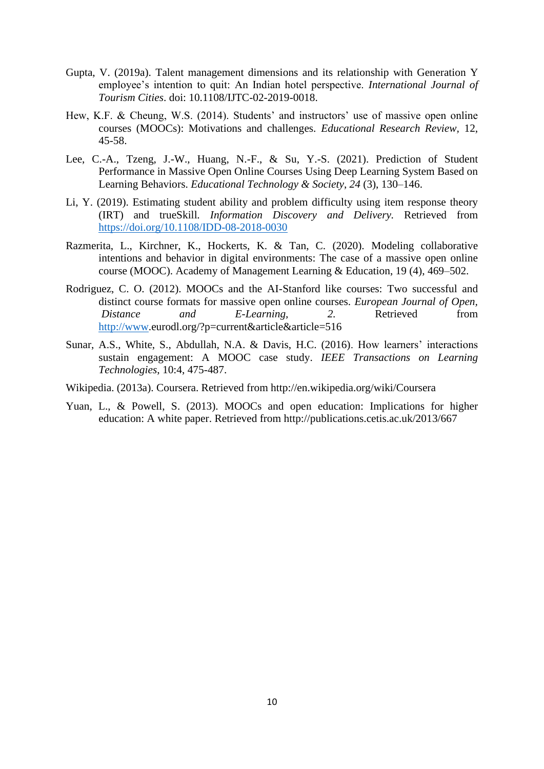Gupta, V. (2019a). Talent management dimensions and its relationship with Generation Y employee's intention to quit: An Indian hotel perspective. *International Journal of Tourism Cities*. doi: 10.1108/IJTC-02-2019-0018.

Hew, K.F. & Cheung, W.S. (2014). Students' and instructors' use of massive open online courses (MOOCs): Motivations and challenges. *Educational Research Review*, 12, 45-58.

Lee, C.-A., Tzeng, J.-W., Huang, N.-F., & Su, Y.-S. (2021). Prediction of Student Performance in Massive Open Online Courses Using Deep Learning System Based on Learning Behaviors. *Educational Technology & Society*, *24* (3), 130–146.

Li, Y. (2019). Estimating student ability and problem difficulty using item response theory (IRT) and trueSkill. *Information Discovery and Delivery*. Retrieved from https://doi.org/10.1108/IDD-08-2018-0030

Razmerita, L., Kirchner, K., Hockerts, K. & Tan, C. (2020). Modeling collaborative intentions and behavior in digital environments: The case of a massive open online course (MOOC). Academy of Management Learning & Education, 19 (4), 469–502.

Rodriguez, C. O. (2012). MOOCs and the AI-Stanford like courses: Two successful and distinct course formats for massive open online courses. *European Journal of Open, Distance and E-Learning, 2.* Retrieved from http://www.eurodl.org/?p=current&article&article=516

Sunar, A.S., White, S., Abdullah, N.A. & Davis, H.C. (2016). How learners' interactions sustain engagement: A MOOC case study. *IEEE Transactions on Learning Technologies*, 10:4, 475-487.

Wikipedia. (2013a). Coursera. Retrieved from http://en.wikipedia.org/wiki/Coursera

Yuan, L., & Powell, S. (2013). MOOCs and open education: Implications for higher education: A white paper. Retrieved from http://publications.cetis.ac.uk/2013/667